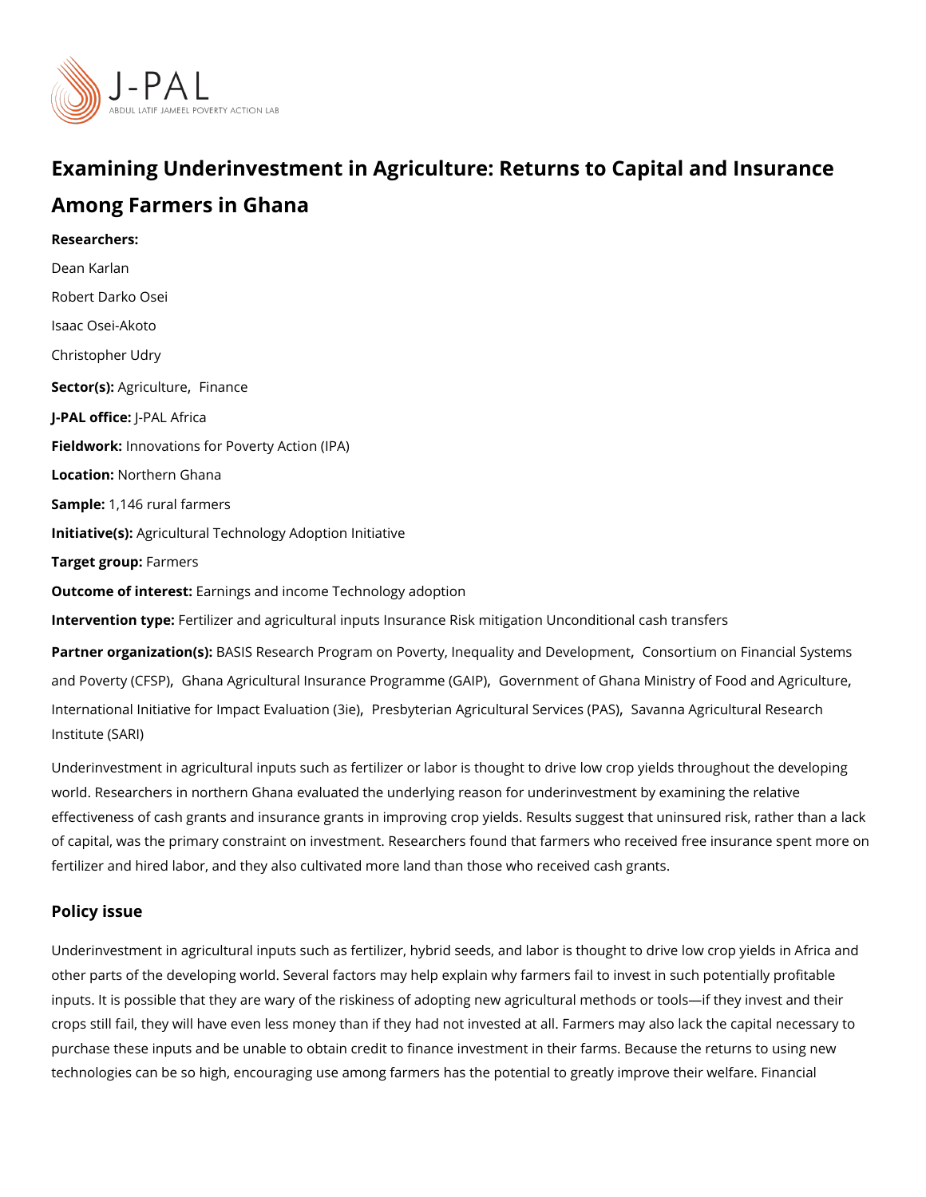# Examining Underinvestment in Agriculture: Returns to Capital and Insurance Among Farmers in Ghana

**Researchers:**

Dean Karlan

Robert Darko Osei

Isaac Osei-Akoto

Christopher Udry

**Sector(s):** Agriculture, Finance

**J-PAL office:** J-PAL Africa

**Fieldwork:** Innovations for Poverty Action (IPA)

**Location:** Northern Ghana

**Sample:** 1,146 rural farmers

**Initiative(s):** Agricultural Technology Adoption Initiative

**Target group:** Farmers

**Outcome of interest:** Earnings and income Technology adoption

**Intervention type:** Fertilizer and agricultural inputs Insurance Risk mitigation Unconditional cash transfers

**Partner organization(s):** BASIS Research Program on Poverty, Inequality and Development, Consortium on Financial Systems and Poverty (CFSP), Ghana Agricultural Insurance Programme (GAIP), Government of Ghana Ministry of Food and Agriculture, International Initiative for Impact Evaluation (3ie), Presbyterian Agricultural Services (PAS), Savanna Agricultural Research Institute (SARI)

Underinvestment in agricultural inputs such as fertilizer or labor is thought to drive low crop yields throughout the developing world. Researchers in northern Ghana evaluated the underlying reason for underinvestment by examining the relative effectiveness of cash grants and insurance grants in improving crop yields. Results suggest that uninsured risk, rather than a lack of capital, was the primary constraint on investment. Researchers found that farmers who received free insurance spent more on fertilizer and hired labor, and they also cultivated more land than those who received cash grants.

## Policy issue

Underinvestment in agricultural inputs such as fertilizer, hybrid seeds, and labor is thought to drive low crop yields in Africa and other parts of the developing world. Several factors may help explain why farmers fail to invest in such potentially profitable inputs. It is possible that they are wary of the riskiness of adopting new agricultural methods or tools—if they invest and their crops still fail, they will have even less money than if they had not invested at all. Farmers may also lack the capital necessary to purchase these inputs and be unable to obtain credit to finance investment in their farms. Because the returns to using new technologies can be so high, encouraging use among farmers has the potential to greatly improve their welfare. Financial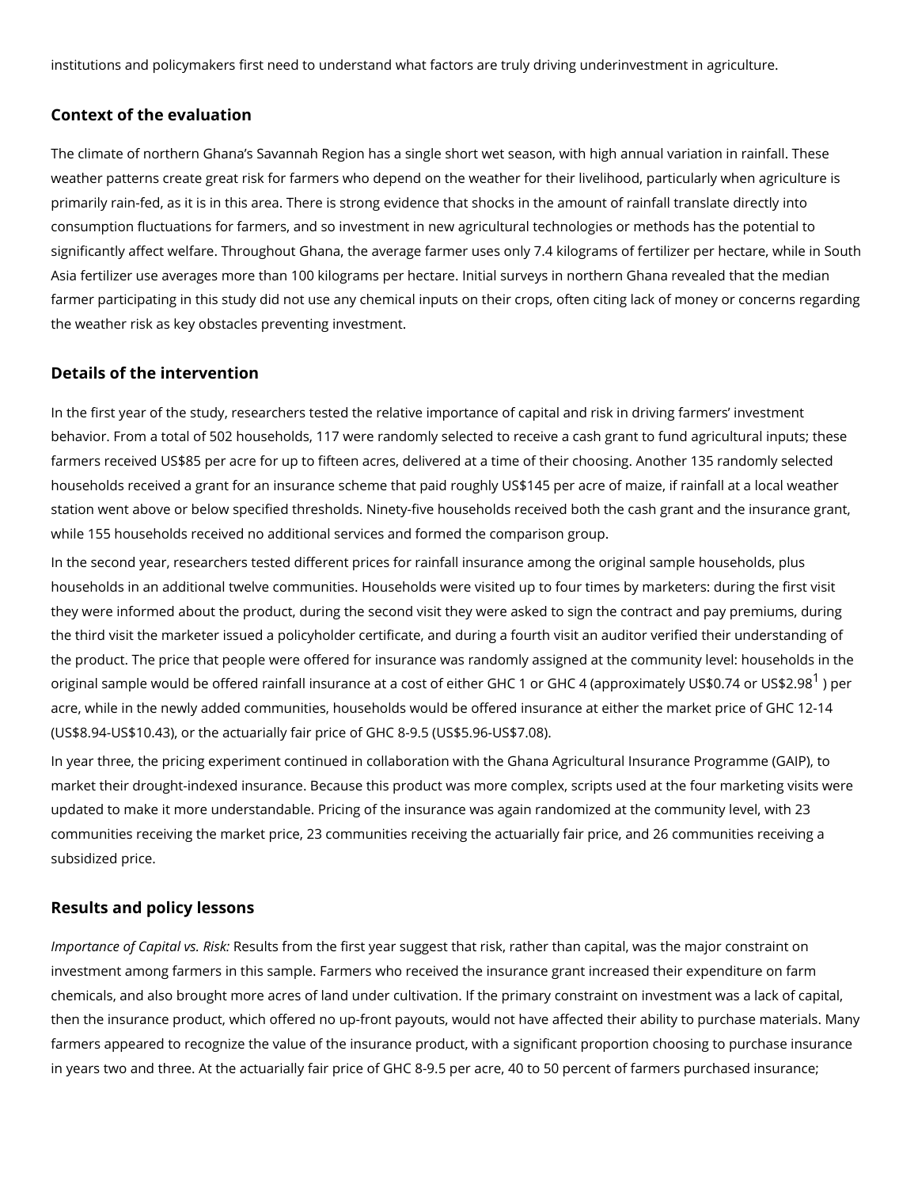institutions and policymakers first need to understand what factors are truly driving underinvestment in agriculture.

## Context of the evaluation

The climate of northern Ghana's Savannah Region has a single short wet season, with high annual variation in rainfall. These weather patterns create great risk for farmers who depend on the weather for their livelihood, particularly when agriculture is primarily rain-fed, as it is in this area. There is strong evidence that shocks in the amount of rainfall translate directly into consumption fluctuations for farmers, and so investment in new agricultural technologies or methods has the potential to significantly affect welfare. Throughout Ghana, the average farmer uses only 7.4 kilograms of fertilizer per hectare, while in South Asia fertilizer use averages more than 100 kilograms per hectare. Initial surveys in northern Ghana revealed that the median farmer participating in this study did not use any chemical inputs on their crops, often citing lack of money or concerns regarding the weather risk as key obstacles preventing investment.

## Details of the intervention

In the first year of the study, researchers tested the relative importance of capital and risk in driving farmers' investment behavior. From a total of 502 households, 117 were randomly selected to receive a cash grant to fund agricultural inputs; these farmers received US$85 per acre for up to fifteen acres, delivered at a time of their choosing. Another 135 randomly selected households received a grant for an insurance scheme that paid roughly US$145 per acre of maize, if rainfall at a local weather station went above or below specified thresholds. Ninety-five households received both the cash grant and the insurance grant, while 155 households received no additional services and formed the comparison group.

In the second year, researchers tested different prices for rainfall insurance among the original sample households, plus households in an additional twelve communities. Households were visited up to four times by marketers: during the first visit they were informed about the product, during the second visit they were asked to sign the contract and pay premiums, during the third visit the marketer issued a policyholder certificate, and during a fourth visit an auditor verified their understanding of the product. The price that people were offered for insurance was randomly assigned at the community level: households in the original sample would be offered rainfall insurance at a cost of either GHC 1 or GHC 4 (approximately US$0.74 or US$2.98[1] ) per acre, while in the newly added communities, households would be offered insurance at either the market price of GHC 12-14 (US$8.94-US$10.43), or the actuarially fair price of GHC 8-9.5 (US$5.96-US$7.08).

In year three, the pricing experiment continued in collaboration with the Ghana Agricultural Insurance Programme (GAIP), to market their drought-indexed insurance. Because this product was more complex, scripts used at the four marketing visits were updated to make it more understandable. Pricing of the insurance was again randomized at the community level, with 23 communities receiving the market price, 23 communities receiving the actuarially fair price, and 26 communities receiving a subsidized price.

## Results and policy lessons

*Importance of Capital vs. Risk:* Results from the first year suggest that risk, rather than capital, was the major constraint on investment among farmers in this sample. Farmers who received the insurance grant increased their expenditure on farm chemicals, and also brought more acres of land under cultivation. If the primary constraint on investment was a lack of capital, then the insurance product, which offered no up-front payouts, would not have affected their ability to purchase materials. Many farmers appeared to recognize the value of the insurance product, with a significant proportion choosing to purchase insurance in years two and three. At the actuarially fair price of GHC 8-9.5 per acre, 40 to 50 percent of farmers purchased insurance;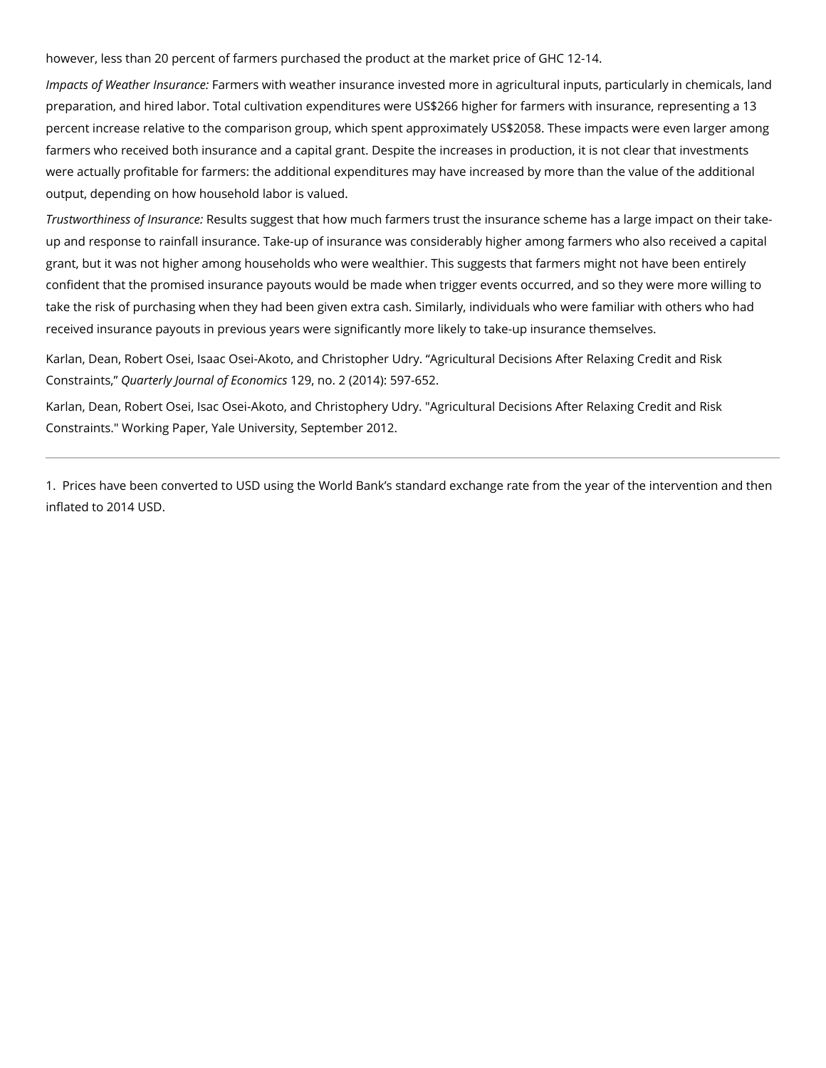however, less than 20 percent of farmers purchased the product at the market price of GHC 12-14.

*Impacts of Weather Insurance:* Farmers with weather insurance invested more in agricultural inputs, particularly in chemicals, land preparation, and hired labor. Total cultivation expenditures were US$266 higher for farmers with insurance, representing a 13 percent increase relative to the comparison group, which spent approximately US$2058. These impacts were even larger among farmers who received both insurance and a capital grant. Despite the increases in production, it is not clear that investments were actually profitable for farmers: the additional expenditures may have increased by more than the value of the additional output, depending on how household labor is valued.

*Trustworthiness of Insurance:* Results suggest that how much farmers trust the insurance scheme has a large impact on their take-up and response to rainfall insurance. Take-up of insurance was considerably higher among farmers who also received a capital grant, but it was not higher among households who were wealthier. This suggests that farmers might not have been entirely confident that the promised insurance payouts would be made when trigger events occurred, and so they were more willing to take the risk of purchasing when they had been given extra cash. Similarly, individuals who were familiar with others who had received insurance payouts in previous years were significantly more likely to take-up insurance themselves.

Karlan, Dean, Robert Osei, Isaac Osei-Akoto, and Christopher Udry. "Agricultural Decisions After Relaxing Credit and Risk Constraints," *Quarterly Journal of Economics* 129, no. 2 (2014): 597-652.

Karlan, Dean, Robert Osei, Isac Osei-Akoto, and Christophery Udry. "Agricultural Decisions After Relaxing Credit and Risk Constraints." Working Paper, Yale University, September 2012.

---

1. Prices have been converted to USD using the World Bank's standard exchange rate from the year of the intervention and then inflated to 2014 USD.